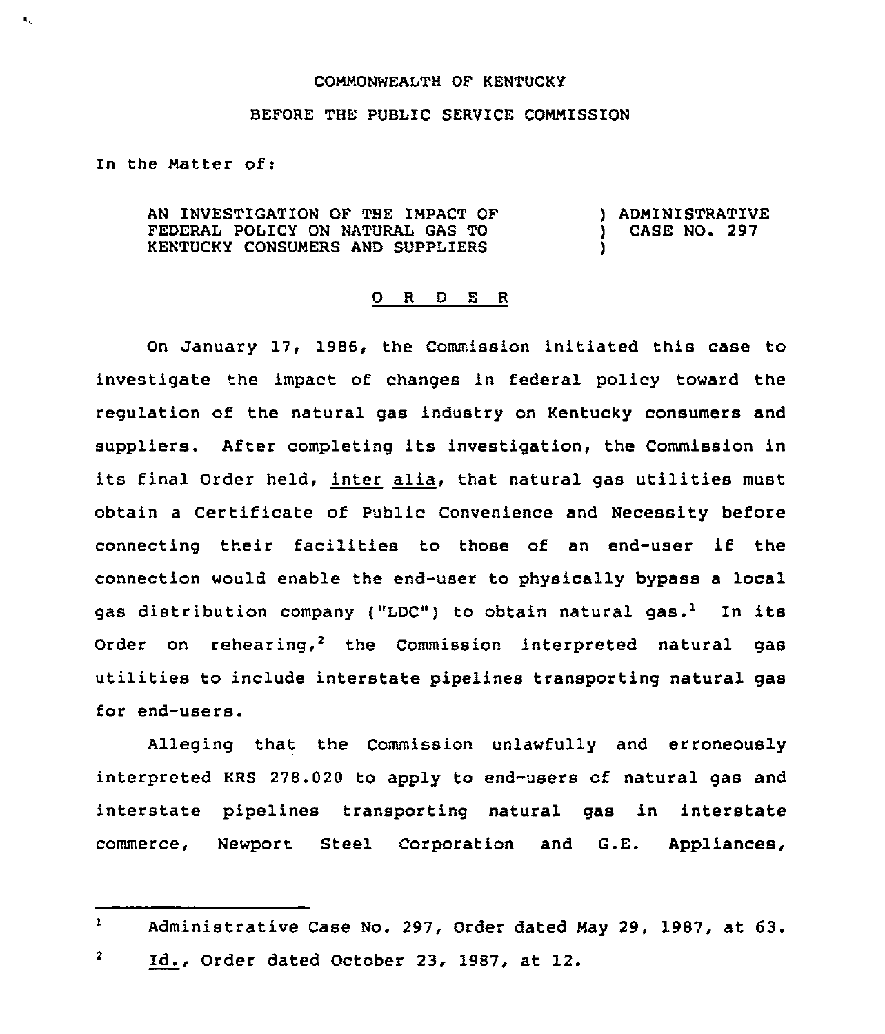COMMONWEALTH OF KENTUCKY

BEFORE THE PUBLIC SERVICE COMMISSION

In the Matter of:

AN INVESTIGATION OF THE IMPACT OF FEDERAL POLICY ON NATURAL GAS TO KENTUCKY CONSUMERS AND SUPPLIERS ) ADMINISTRATIVE CASE NO. 297

## O R D E R

On January 17, 1986, the Commission initiated this case to investigate the impact of changes in federal policy toward the regulation of the natural gas industry on Kentucky consumers and suppliers. After completing its investigation, the Commission in its final Order held, *inter alia*, that natural gas utilities must obtain a Certificate of Public Convenience and Necessity before connecting their facilities to those of an end-user if the connection would enable the end-user to physically bypass a local gas distribution company ("LDC") to obtain natural gas.[1] In its Order on rehearing,[2] the Commission interpreted natural gas utilities to include interstate pipelines transporting natural gas for end-users.

Alleging that the Commission unlawfully and erroneously interpreted KRS 278.020 to apply to end-users of natural gas and interstate pipelines transporting natural gas in interstate commerce, Newport Steel Corporation and G.E. Appliances,

---

[1] Administrative Case No. 297, Order dated May 29, 1987, at 63.

[2] Id., Order dated October 23, 1987, at 12.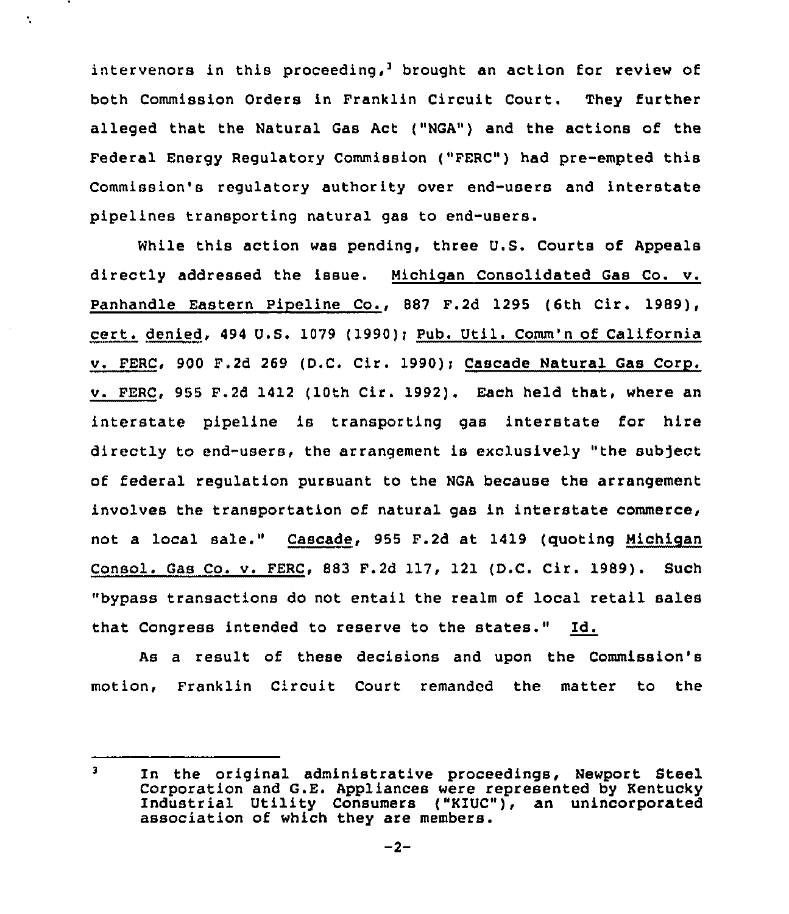intervenors in this proceeding,[3] brought an action for review of both Commission Orders in Franklin Circuit Court. They further alleged that the Natural Gas Act ("NGA") and the actions of the Federal Energy Regulatory Commission ("FERC") had pre-empted this Commission's regulatory authority over end-users and interstate pipelines transporting natural gas to end-users.

While this action was pending, three U.S. Courts of Appeals directly addressed the issue. Michigan Consolidated Gas Co. v. Panhandle Eastern Pipeline Co., 887 F.2d 1295 (6th Cir. 1989), cert. denied, 494 U.S. 1079 (1990); Pub. Util. Comm'n of California v. FERC, 900 F.2d 269 (D.C. Cir. 1990); Cascade Natural Gas Corp. v. FERC, 955 F.2d 1412 (10th Cir. 1992). Each held that, where an interstate pipeline is transporting gas interstate for hire directly to end-users, the arrangement is exclusively "the subject of federal regulation pursuant to the NGA because the arrangement involves the transportation of natural gas in interstate commerce, not a local sale." Cascade, 955 F.2d at 1419 (quoting Michigan Consol. Gas Co. v. FERC, 883 F.2d 117, 121 (D.C. Cir. 1989). Such "bypass transactions do not entail the realm of local retail sales that Congress intended to reserve to the states." Id.

As a result of these decisions and upon the Commission's motion, Franklin Circuit Court remanded the matter to the

---

[3] In the original administrative proceedings, Newport Steel Corporation and G.E. Appliances were represented by Kentucky Industrial Utility Consumers ("KIUC"), an unincorporated association of which they are members.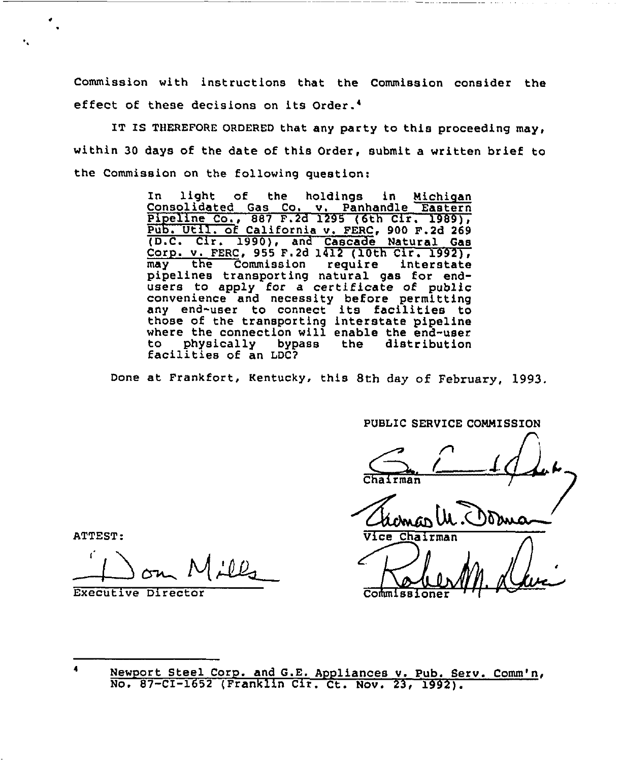Commission with instructions that the Commission consider the effect of these decisions on its Order.[4]

IT IS THEREFORE ORDERED that any party to this proceeding may, within 30 days of the date of this Order, submit a written brief to the Commission on the following question:

> In light of the holdings in Michigan Consolidated Gas Co. v. Panhandle Eastern Pipeline Co., 887 F.2d 1295 (6th Cir. 1989), Pub. Util. of California v. FERC, 900 F.2d 269 (D.C. Cir. 1990), and Cascade Natural Gas Corp. v. FERC, 955 F.2d 1412 (10th Cir. 1992), may the Commission require interstate pipelines transporting natural gas for end-users to apply for a certificate of public convenience and necessity before permitting any end-user to connect its facilities to those of the transporting interstate pipeline where the connection will enable the end-user to physically bypass the distribution facilities of an LDC?

Done at Frankfort, Kentucky, this 8th day of February, 1993.

PUBLIC SERVICE COMMISSION

Chairman

Vice Chairman

Commissioner

ATTEST:

Executive Director

---

[4] Newport Steel Corp. and G.E. Appliances v. Pub. Serv. Comm'n, No. 87-CI-1652 (Franklin Cir. Ct. Nov. 23, 1992).